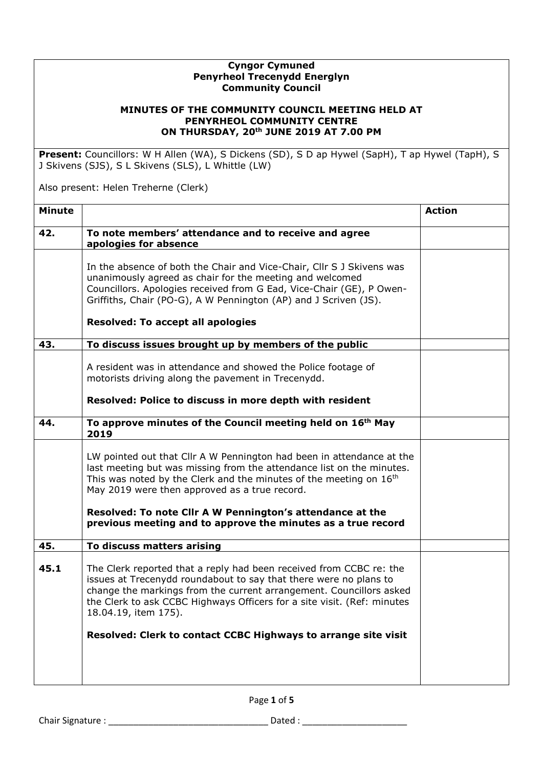**Cyngor Cymuned**
**Penyrheol Trecenydd Energlyn**
**Community Council**

**MINUTES OF THE COMMUNITY COUNCIL MEETING HELD AT PENYRHEOL COMMUNITY CENTRE ON THURSDAY, 20th JUNE 2019 AT 7.00 PM**

**Present:** Councillors: W H Allen (WA), S Dickens (SD), S D ap Hywel (SapH), T ap Hywel (TapH), S J Skivens (SJS), S L Skivens (SLS), L Whittle (LW)

Also present: Helen Treherne (Clerk)

| Minute | | Action |
|---|---|---|
| **42.** | **To note members' attendance and to receive and agree apologies for absence** | |
| | In the absence of both the Chair and Vice-Chair, Cllr S J Skivens was unanimously agreed as chair for the meeting and welcomed Councillors. Apologies received from G Ead, Vice-Chair (GE), P Owen-Griffiths, Chair (PO-G), A W Pennington (AP) and J Scriven (JS).<br><br>**Resolved: To accept all apologies** | |
| **43.** | **To discuss issues brought up by members of the public** | |
| | A resident was in attendance and showed the Police footage of motorists driving along the pavement in Trecenydd.<br><br>**Resolved: Police to discuss in more depth with resident** | |
| **44.** | **To approve minutes of the Council meeting held on 16th May 2019** | |
| | LW pointed out that Cllr A W Pennington had been in attendance at the last meeting but was missing from the attendance list on the minutes. This was noted by the Clerk and the minutes of the meeting on 16th May 2019 were then approved as a true record.<br><br>**Resolved: To note Cllr A W Pennington's attendance at the previous meeting and to approve the minutes as a true record** | |
| **45.** | **To discuss matters arising** | |
| **45.1** | The Clerk reported that a reply had been received from CCBC re: the issues at Trecenydd roundabout to say that there were no plans to change the markings from the current arrangement. Councillors asked the Clerk to ask CCBC Highways Officers for a site visit. (Ref: minutes 18.04.19, item 175).<br><br>**Resolved: Clerk to contact CCBC Highways to arrange site visit** | |

Chair Signature : ______________________________ Dated : ____________________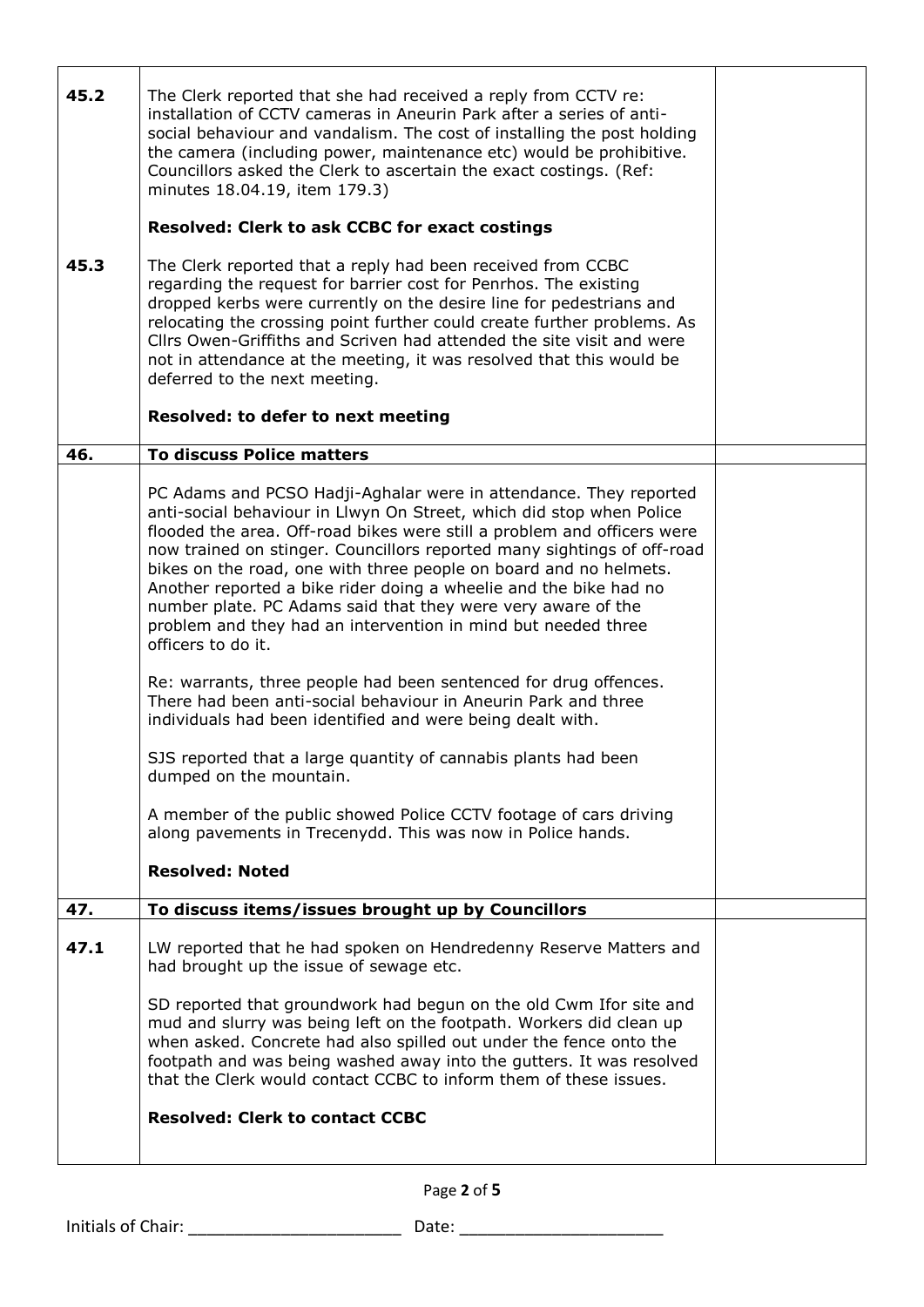| | | |
|---|---|---|
| **45.2** | The Clerk reported that she had received a reply from CCTV re: installation of CCTV cameras in Aneurin Park after a series of anti-social behaviour and vandalism. The cost of installing the post holding the camera (including power, maintenance etc) would be prohibitive. Councillors asked the Clerk to ascertain the exact costings. (Ref: minutes 18.04.19, item 179.3)<br><br>**Resolved: Clerk to ask CCBC for exact costings** | |
| **45.3** | The Clerk reported that a reply had been received from CCBC regarding the request for barrier cost for Penrhos. The existing dropped kerbs were currently on the desire line for pedestrians and relocating the crossing point further could create further problems. As Cllrs Owen-Griffiths and Scriven had attended the site visit and were not in attendance at the meeting, it was resolved that this would be deferred to the next meeting.<br><br>**Resolved: to defer to next meeting** | |
| **46.** | **To discuss Police matters** | |
| | PC Adams and PCSO Hadji-Aghalar were in attendance. They reported anti-social behaviour in Llwyn On Street, which did stop when Police flooded the area. Off-road bikes were still a problem and officers were now trained on stinger. Councillors reported many sightings of off-road bikes on the road, one with three people on board and no helmets. Another reported a bike rider doing a wheelie and the bike had no number plate. PC Adams said that they were very aware of the problem and they had an intervention in mind but needed three officers to do it.<br><br>Re: warrants, three people had been sentenced for drug offences. There had been anti-social behaviour in Aneurin Park and three individuals had been identified and were being dealt with.<br><br>SJS reported that a large quantity of cannabis plants had been dumped on the mountain.<br><br>A member of the public showed Police CCTV footage of cars driving along pavements in Trecenydd. This was now in Police hands.<br><br>**Resolved: Noted** | |
| **47.** | **To discuss items/issues brought up by Councillors** | |
| **47.1** | LW reported that he had spoken on Hendredenny Reserve Matters and had brought up the issue of sewage etc.<br><br>SD reported that groundwork had begun on the old Cwm Ifor site and mud and slurry was being left on the footpath. Workers did clean up when asked. Concrete had also spilled out under the fence onto the footpath and was being washed away into the gutters. It was resolved that the Clerk would contact CCBC to inform them of these issues.<br><br>**Resolved: Clerk to contact CCBC** | |

Initials of Chair: ______________________ Date: _____________________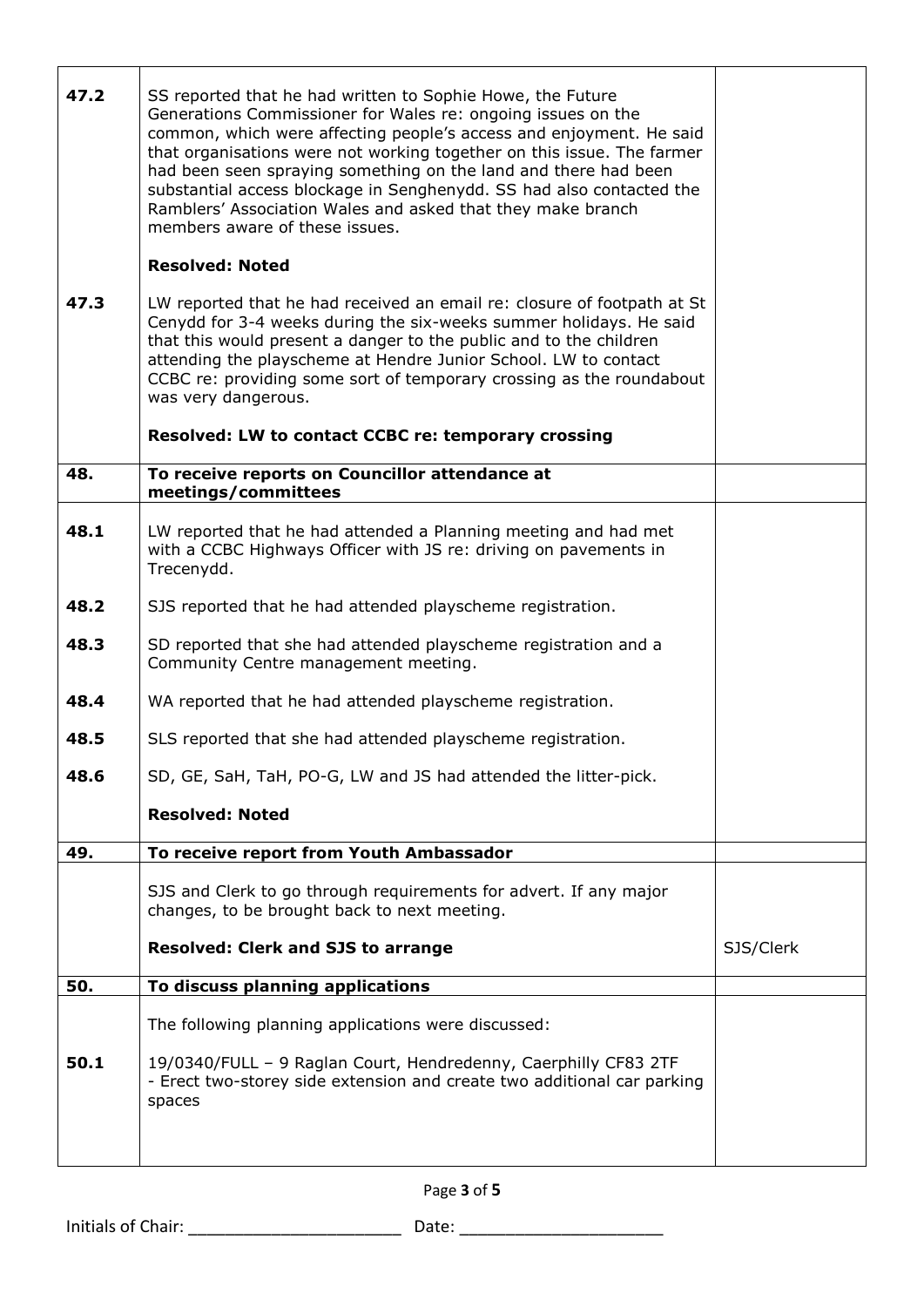| | | |
|---|---|---|
| **47.2** | SS reported that he had written to Sophie Howe, the Future Generations Commissioner for Wales re: ongoing issues on the common, which were affecting people's access and enjoyment. He said that organisations were not working together on this issue. The farmer had been seen spraying something on the land and there had been substantial access blockage in Senghenydd. SS had also contacted the Ramblers' Association Wales and asked that they make branch members aware of these issues.<br><br>**Resolved: Noted** | |
| **47.3** | LW reported that he had received an email re: closure of footpath at St Cenydd for 3-4 weeks during the six-weeks summer holidays. He said that this would present a danger to the public and to the children attending the playscheme at Hendre Junior School. LW to contact CCBC re: providing some sort of temporary crossing as the roundabout was very dangerous.<br><br>**Resolved: LW to contact CCBC re: temporary crossing** | |
| **48.** | **To receive reports on Councillor attendance at meetings/committees** | |
| **48.1** | LW reported that he had attended a Planning meeting and had met with a CCBC Highways Officer with JS re: driving on pavements in Trecenydd. | |
| **48.2** | SJS reported that he had attended playscheme registration. | |
| **48.3** | SD reported that she had attended playscheme registration and a Community Centre management meeting. | |
| **48.4** | WA reported that he had attended playscheme registration. | |
| **48.5** | SLS reported that she had attended playscheme registration. | |
| **48.6** | SD, GE, SaH, TaH, PO-G, LW and JS had attended the litter-pick.<br><br>**Resolved: Noted** | |
| **49.** | **To receive report from Youth Ambassador** | |
| | SJS and Clerk to go through requirements for advert. If any major changes, to be brought back to next meeting.<br><br>**Resolved: Clerk and SJS to arrange** | SJS/Clerk |
| **50.** | **To discuss planning applications** | |
| | The following planning applications were discussed: | |
| **50.1** | 19/0340/FULL – 9 Raglan Court, Hendredenny, Caerphilly CF83 2TF - Erect two-storey side extension and create two additional car parking spaces | |

Initials of Chair: ______________________ Date: ______________________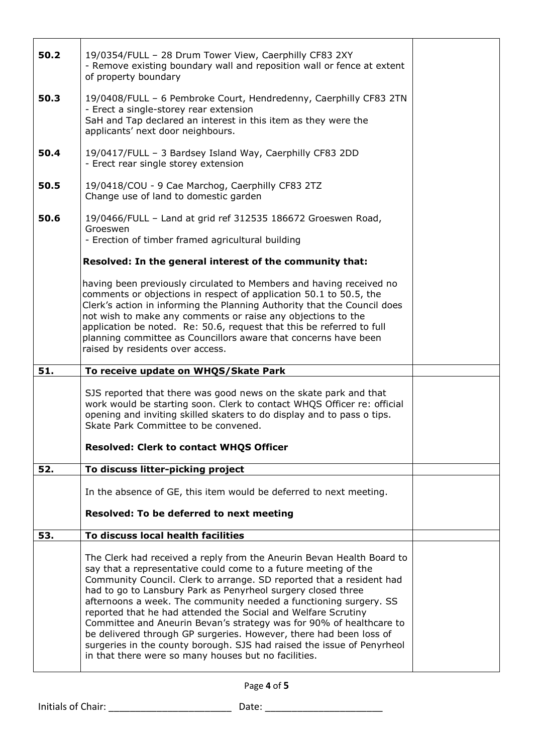| | | |
|---|---|---|
| **50.2** | 19/0354/FULL – 28 Drum Tower View, Caerphilly CF83 2XY<br>- Remove existing boundary wall and reposition wall or fence at extent of property boundary | |
| **50.3** | 19/0408/FULL – 6 Pembroke Court, Hendredenny, Caerphilly CF83 2TN<br>- Erect a single-storey rear extension<br>SaH and Tap declared an interest in this item as they were the applicants' next door neighbours. | |
| **50.4** | 19/0417/FULL – 3 Bardsey Island Way, Caerphilly CF83 2DD<br>- Erect rear single storey extension | |
| **50.5** | 19/0418/COU - 9 Cae Marchog, Caerphilly CF83 2TZ<br>Change use of land to domestic garden | |
| **50.6** | 19/0466/FULL – Land at grid ref 312535 186672 Groeswen Road, Groeswen<br>- Erection of timber framed agricultural building<br><br>**Resolved: In the general interest of the community that:**<br><br>having been previously circulated to Members and having received no comments or objections in respect of application 50.1 to 50.5, the Clerk's action in informing the Planning Authority that the Council does not wish to make any comments or raise any objections to the application be noted. Re: 50.6, request that this be referred to full planning committee as Councillors aware that concerns have been raised by residents over access. | |
| **51.** | **To receive update on WHQS/Skate Park** | |
| | SJS reported that there was good news on the skate park and that work would be starting soon. Clerk to contact WHQS Officer re: official opening and inviting skilled skaters to do display and to pass o tips. Skate Park Committee to be convened.<br><br>**Resolved: Clerk to contact WHQS Officer** | |
| **52.** | **To discuss litter-picking project** | |
| | In the absence of GE, this item would be deferred to next meeting.<br><br>**Resolved: To be deferred to next meeting** | |
| **53.** | **To discuss local health facilities** | |
| | The Clerk had received a reply from the Aneurin Bevan Health Board to say that a representative could come to a future meeting of the Community Council. Clerk to arrange. SD reported that a resident had had to go to Lansbury Park as Penyrheol surgery closed three afternoons a week. The community needed a functioning surgery. SS reported that he had attended the Social and Welfare Scrutiny Committee and Aneurin Bevan's strategy was for 90% of healthcare to be delivered through GP surgeries. However, there had been loss of surgeries in the county borough. SJS had raised the issue of Penyrheol in that there were so many houses but no facilities. | |

Initials of Chair: ______________________ Date: _____________________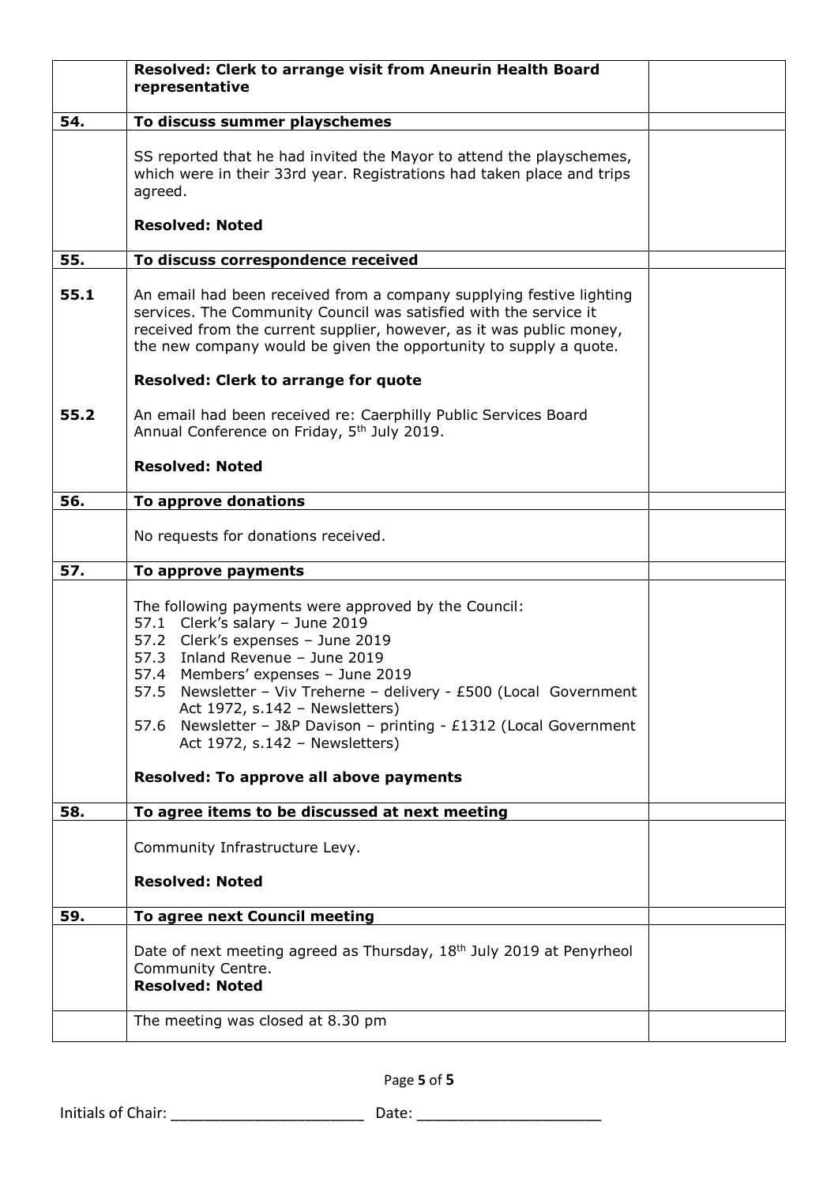| | | |
|---|---|---|
| | **Resolved: Clerk to arrange visit from Aneurin Health Board representative** | |
| **54.** | **To discuss summer playschemes** | |
| | SS reported that he had invited the Mayor to attend the playschemes, which were in their 33rd year. Registrations had taken place and trips agreed.<br><br>**Resolved: Noted** | |
| **55.** | **To discuss correspondence received** | |
| **55.1**<br><br><br><br><br><br>**55.2** | An email had been received from a company supplying festive lighting services. The Community Council was satisfied with the service it received from the current supplier, however, as it was public money, the new company would be given the opportunity to supply a quote.<br><br>**Resolved: Clerk to arrange for quote**<br><br>An email had been received re: Caerphilly Public Services Board Annual Conference on Friday, 5th July 2019.<br><br>**Resolved: Noted** | |
| **56.** | **To approve donations** | |
| | No requests for donations received. | |
| **57.** | **To approve payments** | |
| | The following payments were approved by the Council:<br>57.1 Clerk's salary – June 2019<br>57.2 Clerk's expenses – June 2019<br>57.3 Inland Revenue – June 2019<br>57.4 Members' expenses – June 2019<br>57.5 Newsletter – Viv Treherne – delivery - £500 (Local Government Act 1972, s.142 – Newsletters)<br>57.6 Newsletter – J&P Davison – printing - £1312 (Local Government Act 1972, s.142 – Newsletters)<br><br>**Resolved: To approve all above payments** | |
| **58.** | **To agree items to be discussed at next meeting** | |
| | Community Infrastructure Levy.<br><br>**Resolved: Noted** | |
| **59.** | **To agree next Council meeting** | |
| | Date of next meeting agreed as Thursday, 18th July 2019 at Penyrheol Community Centre.<br>**Resolved: Noted** | |
| | The meeting was closed at 8.30 pm | |

Initials of Chair: ______________________ Date: _____________________